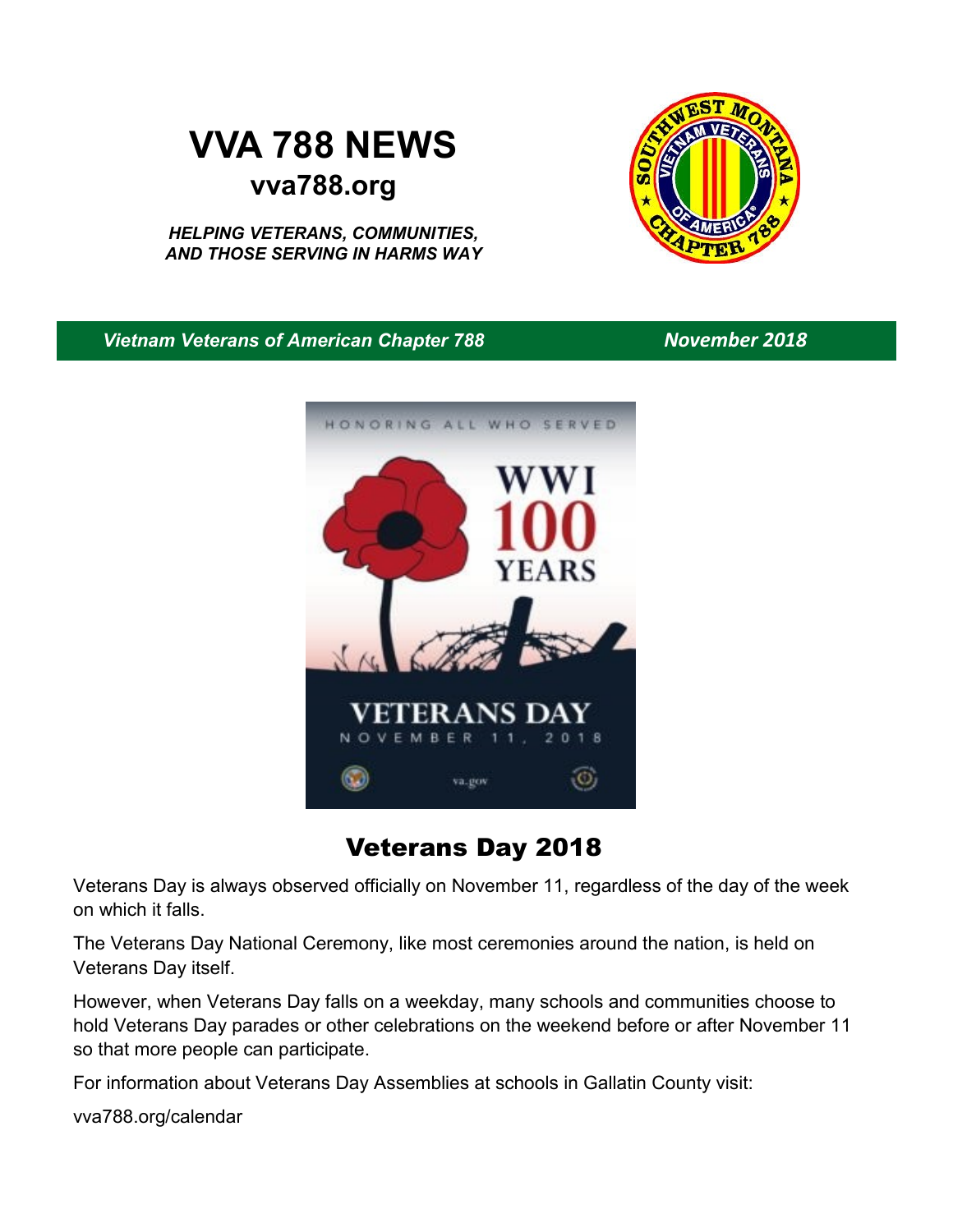# VVA 788 NEWS

## vva788.org

***HELPING VETERANS, COMMUNITIES, AND THOSE SERVING IN HARMS WAY***

***Vietnam Veterans of American Chapter 788*** ***November 2018***

## Veterans Day 2018

Veterans Day is always observed officially on November 11, regardless of the day of the week on which it falls.

The Veterans Day National Ceremony, like most ceremonies around the nation, is held on Veterans Day itself.

However, when Veterans Day falls on a weekday, many schools and communities choose to hold Veterans Day parades or other celebrations on the weekend before or after November 11 so that more people can participate.

For information about Veterans Day Assemblies at schools in Gallatin County visit:

vva788.org/calendar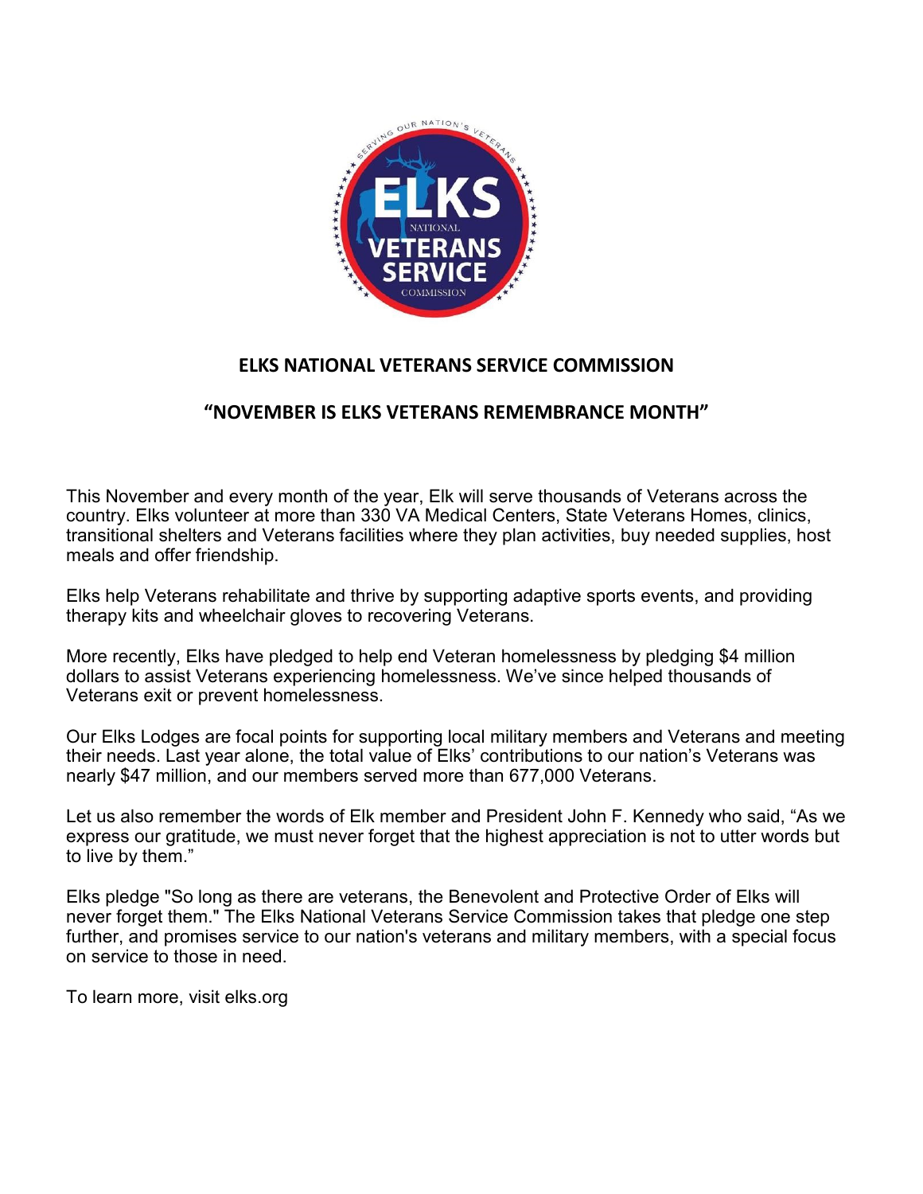## ELKS NATIONAL VETERANS SERVICE COMMISSION

## "NOVEMBER IS ELKS VETERANS REMEMBRANCE MONTH"

This November and every month of the year, Elk will serve thousands of Veterans across the country. Elks volunteer at more than 330 VA Medical Centers, State Veterans Homes, clinics, transitional shelters and Veterans facilities where they plan activities, buy needed supplies, host meals and offer friendship.

Elks help Veterans rehabilitate and thrive by supporting adaptive sports events, and providing therapy kits and wheelchair gloves to recovering Veterans.

More recently, Elks have pledged to help end Veteran homelessness by pledging $4 million dollars to assist Veterans experiencing homelessness. We've since helped thousands of Veterans exit or prevent homelessness.

Our Elks Lodges are focal points for supporting local military members and Veterans and meeting their needs. Last year alone, the total value of Elks' contributions to our nation's Veterans was nearly $47 million, and our members served more than 677,000 Veterans.

Let us also remember the words of Elk member and President John F. Kennedy who said, "As we express our gratitude, we must never forget that the highest appreciation is not to utter words but to live by them."

Elks pledge "So long as there are veterans, the Benevolent and Protective Order of Elks will never forget them." The Elks National Veterans Service Commission takes that pledge one step further, and promises service to our nation's veterans and military members, with a special focus on service to those in need.

To learn more, visit elks.org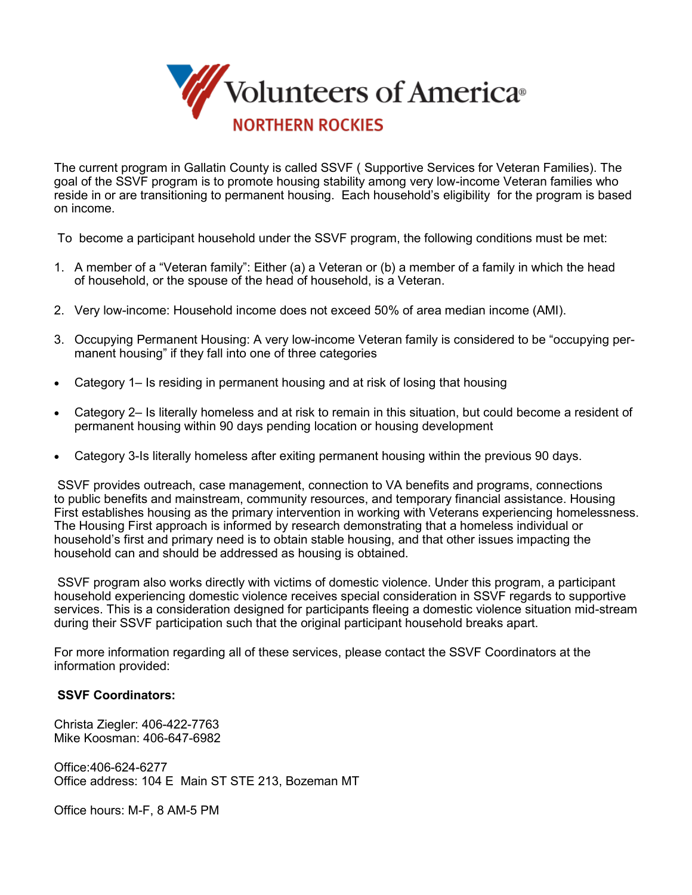# Volunteers of America®

## NORTHERN ROCKIES

The current program in Gallatin County is called SSVF ( Supportive Services for Veteran Families). The goal of the SSVF program is to promote housing stability among very low-income Veteran families who reside in or are transitioning to permanent housing. Each household's eligibility for the program is based on income.

To become a participant household under the SSVF program, the following conditions must be met:

1. A member of a "Veteran family": Either (a) a Veteran or (b) a member of a family in which the head of household, or the spouse of the head of household, is a Veteran.

2. Very low-income: Household income does not exceed 50% of area median income (AMI).

3. Occupying Permanent Housing: A very low-income Veteran family is considered to be "occupying permanent housing" if they fall into one of three categories

- Category 1– Is residing in permanent housing and at risk of losing that housing

- Category 2– Is literally homeless and at risk to remain in this situation, but could become a resident of permanent housing within 90 days pending location or housing development

- Category 3-Is literally homeless after exiting permanent housing within the previous 90 days.

SSVF provides outreach, case management, connection to VA benefits and programs, connections to public benefits and mainstream, community resources, and temporary financial assistance. Housing First establishes housing as the primary intervention in working with Veterans experiencing homelessness. The Housing First approach is informed by research demonstrating that a homeless individual or household's first and primary need is to obtain stable housing, and that other issues impacting the household can and should be addressed as housing is obtained.

SSVF program also works directly with victims of domestic violence. Under this program, a participant household experiencing domestic violence receives special consideration in SSVF regards to supportive services. This is a consideration designed for participants fleeing a domestic violence situation mid-stream during their SSVF participation such that the original participant household breaks apart.

For more information regarding all of these services, please contact the SSVF Coordinators at the information provided:

**SSVF Coordinators:**

Christa Ziegler: 406-422-7763
Mike Koosman: 406-647-6982

Office:406-624-6277
Office address: 104 E Main ST STE 213, Bozeman MT

Office hours: M-F, 8 AM-5 PM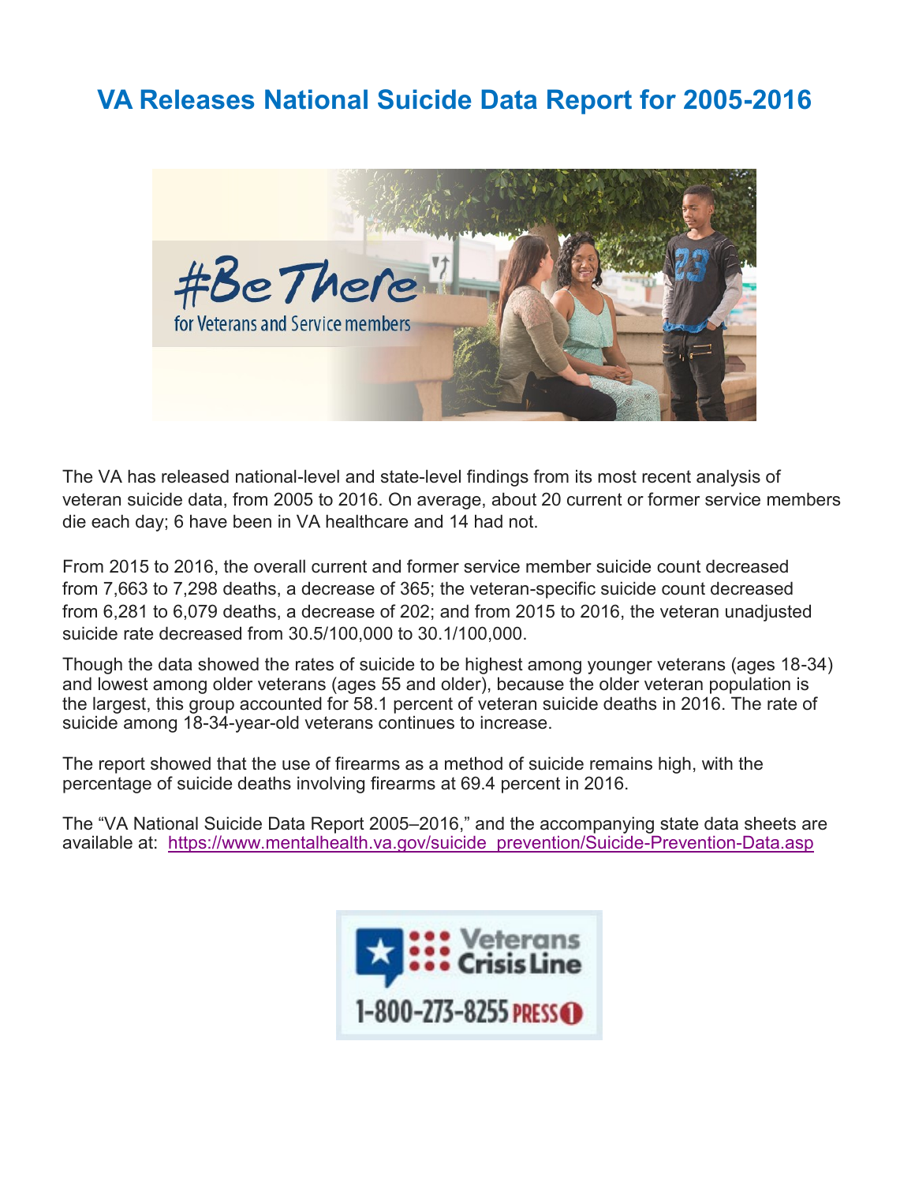# VA Releases National Suicide Data Report for 2005-2016

The VA has released national-level and state-level findings from its most recent analysis of veteran suicide data, from 2005 to 2016. On average, about 20 current or former service members die each day; 6 have been in VA healthcare and 14 had not.

From 2015 to 2016, the overall current and former service member suicide count decreased from 7,663 to 7,298 deaths, a decrease of 365; the veteran-specific suicide count decreased from 6,281 to 6,079 deaths, a decrease of 202; and from 2015 to 2016, the veteran unadjusted suicide rate decreased from 30.5/100,000 to 30.1/100,000.

Though the data showed the rates of suicide to be highest among younger veterans (ages 18-34) and lowest among older veterans (ages 55 and older), because the older veteran population is the largest, this group accounted for 58.1 percent of veteran suicide deaths in 2016. The rate of suicide among 18-34-year-old veterans continues to increase.

The report showed that the use of firearms as a method of suicide remains high, with the percentage of suicide deaths involving firearms at 69.4 percent in 2016.

The "VA National Suicide Data Report 2005–2016," and the accompanying state data sheets are available at: https://www.mentalhealth.va.gov/suicide_prevention/Suicide-Prevention-Data.asp